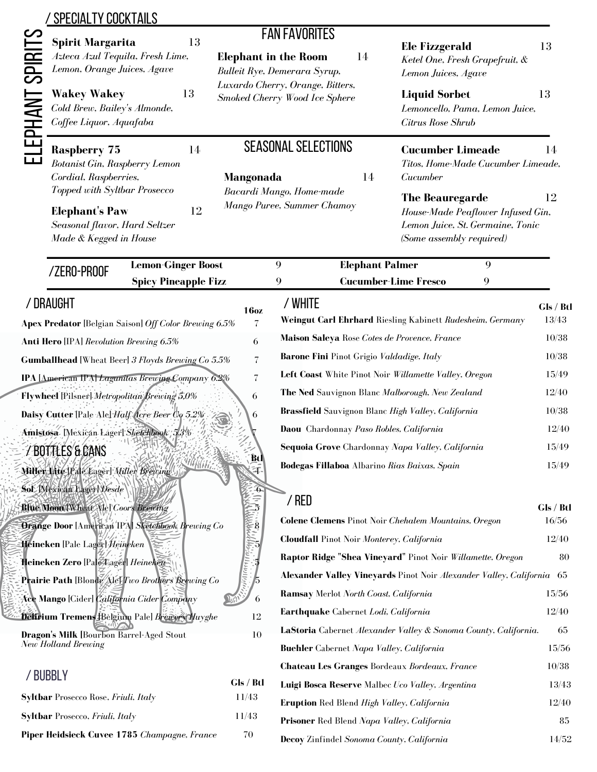# ELEPHANT SPIRITS

## / SPECIALTY COCKTAILS

**Spirit Margarita** 13
*Azteca Azul Tequila, Fresh Lime, Lemon, Orange Juices, Agave*

**Wakey Wakey** 13
*Cold Brew, Bailey's Almonde, Coffee Liquor, Aquafaba*

### FAN FAVORITES

**Elephant in the Room** 14
*Bulleit Rye, Demerara Syrup, Luxardo Cherry, Orange, Bitters, Smoked Cherry Wood Ice Sphere*

**Ele Fizzgerald** 13
*Ketel One, Fresh Grapefruit, & Lemon Juices, Agave*

**Liquid Sorbet** 13
*Lemoncello, Pama, Lemon Juice, Citrus Rose Shrub*

**Raspberry 75** 14
*Botanist Gin, Raspberry Lemon Cordial, Raspberries, Topped with Syltbar Prosecco*

**Elephant's Paw** 12
*Seasonal flavor, Hard Seltzer Made & Kegged in House*

### SEASONAL SELECTIONS

**Mangonada** 14
*Bacardi Mango, Home-made Mango Puree, Summer Chamoy*

**Cucumber Limeade** 14
*Titos, Home-Made Cucumber Limeade, Cucumber*

**The Beauregarde** 12
*House-Made Peaflower Infused Gin, Lemon Juice, St. Germaine, Tonic (Some assembly required)*

## /ZERO-PROOF

| | | | |
|---|---|---|---|
| **Lemon-Ginger Boost** | 9 | **Elephant Palmer** | 9 |
| **Spicy Pineapple Fizz** | 9 | **Cucumber-Lime Fresco** | 9 |

## / DRAUGHT

| | 16oz |
|---|---|
| **Apex Predator** [Belgian Saison] *Off Color Brewing 6.5%* | 7 |
| **Anti Hero** [IPA] *Revolution Brewing 6.5%* | 6 |
| **Gumballhead** [Wheat Beer] *3 Floyds Brewing Co 5.5%* | 7 |
| **IPA** [American IPA] *Lagunitas Brewing Company 6.2%* | 7 |
| **Flywheel** [Pilsner] *Metropolitan Brewing 5.0%* | 6 |
| **Daisy Cutter** [Pale Ale] *Half Acre Beer Co 5.2%* | 6 |
| **Amistosa** [Mexican Lager] *Sketchbook 5.3%* | 7 |

## / BOTTLES & CANS

| | Btl |
|---|---|
| **Miller Lite** [Pale Lager] *Miller Brewing* | 4 |
| **Sol** [Mexican Lager] *Desde* | 6 |
| **Blue Moon** [Wheat Ale] *Coors Brewing* | 5 |
| **Orange Door** [American IPA] *Sketchbook Brewing Co* | 8 |
| **Heineken** [Pale Lager] *Heineken* | 5 |
| **Heineken Zero** [Pale Lager] *Heineken* | 5 |
| **Prairie Path** [Blonde Ale] *Two Brothers Brewing Co* | 5 |
| **Ace Mango** [Cider] *California Cider Company* | 6 |
| **Delirium Tremens** [Belgium Pale] *Brewery Huyghe* | 12 |
| **Dragon's Milk** [Bourbon Barrel-Aged Stout *New Holland Brewing* | 10 |

## / BUBBLY

| | Gls / Btl |
|---|---|
| **Syltbar** Prosecco Rose, *Friuli, Italy* | 11/43 |
| **Syltbar** Prosecco, *Friuli, Italy* | 11/43 |
| **Piper Heidsieck Cuvee 1785** *Champagne, France* | 70 |

## / WHITE

| | Gls / Btl |
|---|---|
| **Weingut Carl Ehrhard** Riesling Kabinett *Rudesheim, Germany* | 13/43 |
| **Maison Saleya** Rose *Cotes de Provence, France* | 10/38 |
| **Barone Fini** Pinot Grigio *Valdadige, Italy* | 10/38 |
| **Left Coast** White Pinot Noir *Willamette Valley, Oregon* | 15/49 |
| **The Ned** Sauvignon Blanc *Malborough, New Zealand* | 12/40 |
| **Brassfield** Sauvignon Blanc *High Valley, California* | 10/38 |
| **Daou** Chardonnay *Paso Robles, California* | 12/40 |
| **Sequoia Grove** Chardonnay *Napa Valley, California* | 15/49 |
| **Bodegas Fillaboa** Albarino *Rias Baixas, Spain* | 15/49 |

## / RED

| | Gls / Btl |
|---|---|
| **Colene Clemens** Pinot Noir *Chehalem Mountains, Oregon* | 16/56 |
| **Cloudfall** Pinot Noir *Monterey, California* | 12/40 |
| **Raptor Ridge "Shea Vineyard"** Pinot Noir *Willamette, Oregon* | 80 |
| **Alexander Valley Vineyards** Pinot Noir *Alexander Valley, California* | 65 |
| **Ramsay** Merlot *North Coast, California* | 15/56 |
| **Earthquake** Cabernet *Lodi, California* | 12/40 |
| **LaStoria** Cabernet *Alexander Valley & Sonoma County, California.* | 65 |
| **Buehler** Cabernet *Napa Valley, California* | 15/56 |
| **Chateau Les Granges** Bordeaux *Bordeaux, France* | 10/38 |
| **Luigi Bosca Reserve** Malbec *Uco Valley, Argentina* | 13/43 |
| **Eruption** Red Blend *High Valley, California* | 12/40 |
| **Prisoner** Red Blend *Napa Valley, California* | 85 |
| **Decoy** Zinfindel *Sonoma County, California* | 14/52 |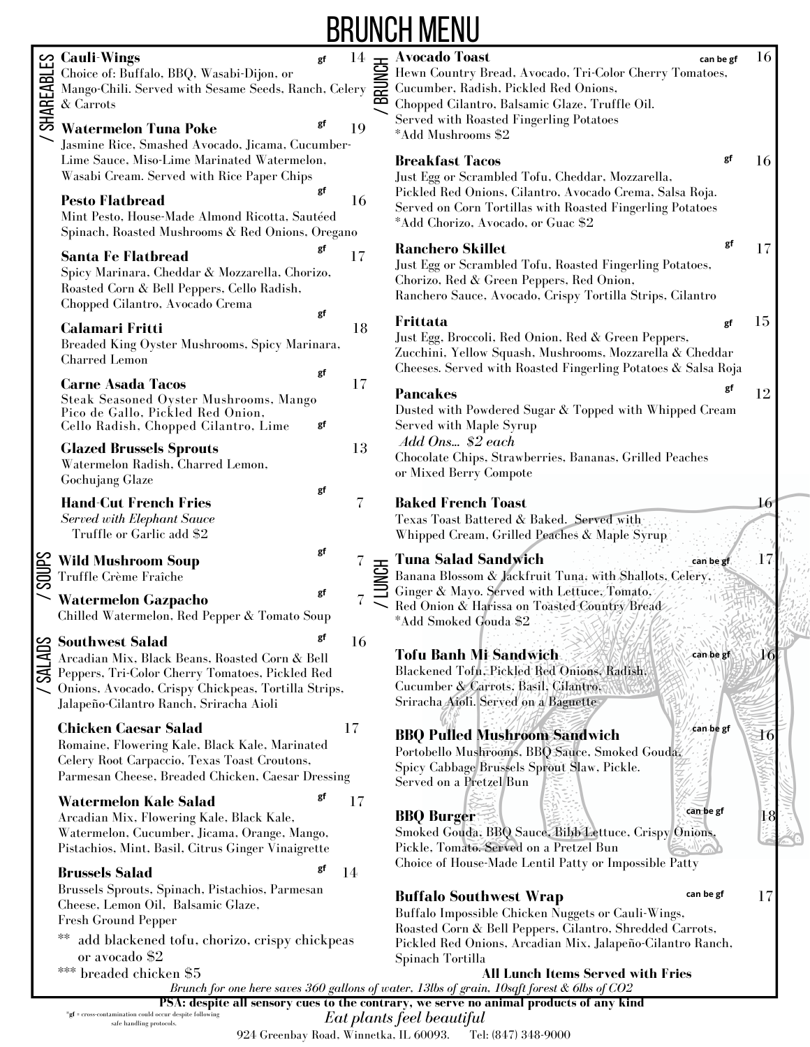# BRUNCH MENU

## / SHAREABLES

**Cauli-Wings** gf 14
Choice of: Buffalo, BBQ, Wasabi-Dijon, or Mango-Chili. Served with Sesame Seeds, Ranch, Celery & Carrots

**Watermelon Tuna Poke** gf 19
Jasmine Rice, Smashed Avocado, Jicama, Cucumber-Lime Sauce, Miso-Lime Marinated Watermelon, Wasabi Cream. Served with Rice Paper Chips

**Pesto Flatbread** gf 16
Mint Pesto, House-Made Almond Ricotta, Sautéed Spinach, Roasted Mushrooms & Red Onions, Oregano

**Santa Fe Flatbread** gf 17
Spicy Marinara, Cheddar & Mozzarella, Chorizo, Roasted Corn & Bell Peppers, Cello Radish, Chopped Cilantro, Avocado Crema

**Calamari Fritti** gf 18
Breaded King Oyster Mushrooms, Spicy Marinara, Charred Lemon

**Carne Asada Tacos** gf 17
Steak Seasoned Oyster Mushrooms, Mango Pico de Gallo, Pickled Red Onion, Cello Radish, Chopped Cilantro, Lime

**Glazed Brussels Sprouts** gf 13
Watermelon Radish, Charred Lemon, Gochujang Glaze

**Hand-Cut French Fries** gf 7
*Served with Elephant Sauce*
Truffle or Garlic add $2

## / SOUPS

**Wild Mushroom Soup** gf 7
Truffle Crème Fraîche

**Watermelon Gazpacho** gf 7
Chilled Watermelon, Red Pepper & Tomato Soup

## / SALADS

**Southwest Salad** gf 16
Arcadian Mix, Black Beans, Roasted Corn & Bell Peppers, Tri-Color Cherry Tomatoes, Pickled Red Onions, Avocado, Crispy Chickpeas, Tortilla Strips, Jalapeño-Cilantro Ranch, Sriracha Aioli

**Chicken Caesar Salad** 17
Romaine, Flowering Kale, Black Kale, Marinated Celery Root Carpaccio, Texas Toast Croutons, Parmesan Cheese, Breaded Chicken, Caesar Dressing

**Watermelon Kale Salad** gf 17
Arcadian Mix, Flowering Kale, Black Kale, Watermelon, Cucumber, Jicama, Orange, Mango, Pistachios, Mint, Basil, Citrus Ginger Vinaigrette

**Brussels Salad** gf 14
Brussels Sprouts, Spinach, Pistachios, Parmesan Cheese, Lemon Oil, Balsamic Glaze, Fresh Ground Pepper

** add blackened tofu, chorizo, crispy chickpeas or avocado $2
*** breaded chicken $5

## / BRUNCH

**Avocado Toast** can be gf 16
Hewn Country Bread, Avocado, Tri-Color Cherry Tomatoes, Cucumber, Radish, Pickled Red Onions, Chopped Cilantro, Balsamic Glaze, Truffle Oil. Served with Roasted Fingerling Potatoes
*Add Mushrooms $2

**Breakfast Tacos** gf 16
Just Egg or Scrambled Tofu, Cheddar, Mozzarella, Pickled Red Onions, Cilantro, Avocado Crema, Salsa Roja. Served on Corn Tortillas with Roasted Fingerling Potatoes
*Add Chorizo, Avocado, or Guac $2

**Ranchero Skillet** gf 17
Just Egg or Scrambled Tofu, Roasted Fingerling Potatoes, Chorizo, Red & Green Peppers, Red Onion, Ranchero Sauce, Avocado, Crispy Tortilla Strips, Cilantro

**Frittata** gf 15
Just Egg, Broccoli, Red Onion, Red & Green Peppers, Zucchini, Yellow Squash, Mushrooms, Mozzarella & Cheddar Cheeses. Served with Roasted Fingerling Potatoes & Salsa Roja

**Pancakes** gf 12
Dusted with Powdered Sugar & Topped with Whipped Cream Served with Maple Syrup
*Add Ons... $2 each*
Chocolate Chips, Strawberries, Bananas, Grilled Peaches or Mixed Berry Compote

**Baked French Toast** 16
Texas Toast Battered & Baked. Served with Whipped Cream, Grilled Peaches & Maple Syrup

## / LUNCH

**Tuna Salad Sandwich** can be gf 17
Banana Blossom & Jackfruit Tuna, with Shallots, Celery, Ginger & Mayo. Served with Lettuce, Tomato, Red Onion & Harissa on Toasted Country Bread
*Add Smoked Gouda $2

**Tofu Banh Mi Sandwich** can be gf 16
Blackened Tofu, Pickled Red Onions, Radish, Cucumber & Carrots, Basil, Cilantro, Sriracha Aioli. Served on a Baguette

**BBQ Pulled Mushroom Sandwich** can be gf 16
Portobello Mushrooms, BBQ Sauce, Smoked Gouda, Spicy Cabbage Brussels Sprout Slaw, Pickle. Served on a Pretzel Bun

**BBQ Burger** can be gf 18
Smoked Gouda, BBQ Sauce, Bibb Lettuce, Crispy Onions, Pickle, Tomato. Served on a Pretzel Bun
Choice of House-Made Lentil Patty or Impossible Patty

**Buffalo Southwest Wrap** can be gf 17
Buffalo Impossible Chicken Nuggets or Cauli-Wings, Roasted Corn & Bell Peppers, Cilantro, Shredded Carrots, Pickled Red Onions, Arcadian Mix, Jalapeño-Cilantro Ranch, Spinach Tortilla

**All Lunch Items Served with Fries**

*Brunch for one here saves 360 gallons of water, 13lbs of grain, 10sqft forest & 6lbs of CO2*

**PSA: despite all sensory cues to the contrary, we serve no animal products of any kind**

*gf = cross-contamination could occur despite following safe handling protocols.

*Eat plants feel beautiful*

924 Greenbay Road, Winnetka, IL 60093. Tel: (847) 348-9000